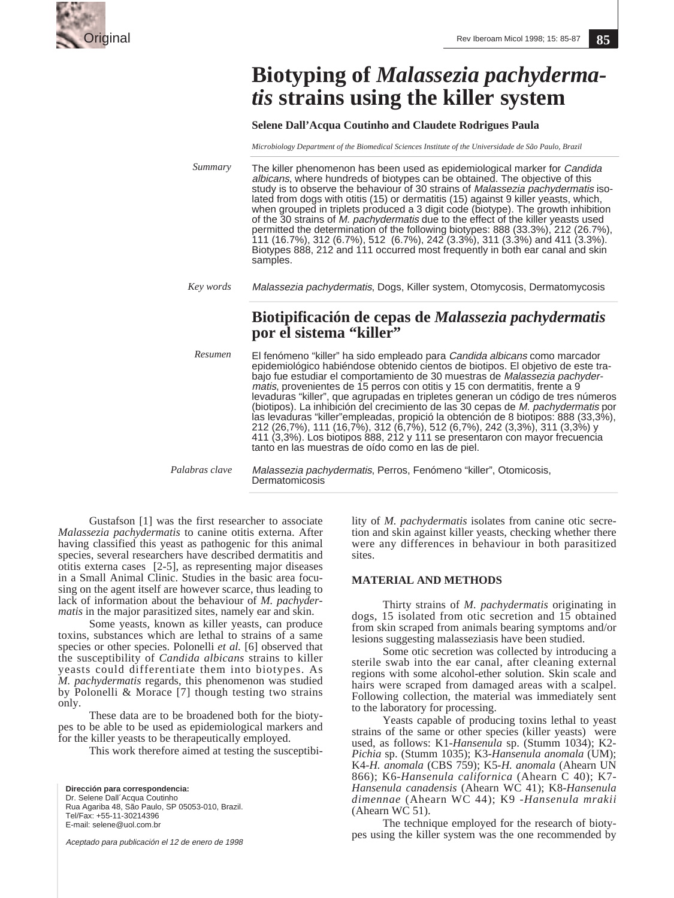Original

# Biotyping of *Malassezia pachydermatis* strains using the killer system

**Selene Dall'Acqua Coutinho and Claudete Rodrigues Paula**

*Microbiology Department of the Biomedical Sciences Institute of the Universidade de São Paulo, Brazil*

*Summary*

The killer phenomenon has been used as epidemiological marker for *Candida albicans*, where hundreds of biotypes can be obtained. The objective of this study is to observe the behaviour of 30 strains of *Malassezia pachydermatis* isolated from dogs with otitis (15) or dermatitis (15) against 9 killer yeasts, which, when grouped in triplets produced a 3 digit code (biotype). The growth inhibition of the 30 strains of *M. pachydermatis* due to the effect of the killer yeasts used permitted the determination of the following biotypes: 888 (33.3%), 212 (26.7%), 111 (16.7%), 312 (6.7%), 512 (6.7%), 242 (3.3%), 311 (3.3%) and 411 (3.3%). Biotypes 888, 212 and 111 occurred most frequently in both ear canal and skin samples.

*Key words*

*Malassezia pachydermatis*, Dogs, Killer system, Otomycosis, Dermatomycosis

## Biotipificación de cepas de *Malassezia pachydermatis* por el sistema "killer"

*Resumen*

El fenómeno "killer" ha sido empleado para *Candida albicans* como marcador epidemiológico habiéndose obtenido cientos de biotipos. El objetivo de este trabajo fue estudiar el comportamiento de 30 muestras de *Malassezia pachydermatis*, provenientes de 15 perros con otitis y 15 con dermatitis, frente a 9 levaduras "killer", que agrupadas en tripletes generan un código de tres números (biotipos). La inhibición del crecimiento de las 30 cepas de *M. pachydermatis* por las levaduras "killer"empleadas, propició la obtención de 8 biotipos: 888 (33,3%), 212 (26,7%), 111 (16,7%), 312 (6,7%), 512 (6,7%), 242 (3,3%), 311 (3,3%) y 411 (3,3%). Los biotipos 888, 212 y 111 se presentaron con mayor frecuencia tanto en las muestras de oído como en las de piel.

*Palabras clave*

*Malassezia pachydermatis*, Perros, Fenómeno "killer", Otomicosis, Dermatomicosis

Gustafson [1] was the first researcher to associate *Malassezia pachydermatis* to canine otitis externa. After having classified this yeast as pathogenic for this animal species, several researchers have described dermatitis and otitis externa cases [2-5], as representing major diseases in a Small Animal Clinic. Studies in the basic area focusing on the agent itself are however scarce, thus leading to lack of information about the behaviour of *M. pachydermatis* in the major parasitized sites, namely ear and skin.

Some yeasts, known as killer yeasts, can produce toxins, substances which are lethal to strains of a same species or other species. Polonelli *et al.* [6] observed that the susceptibility of *Candida albicans* strains to killer yeasts could differentiate them into biotypes. As *M. pachydermatis* regards, this phenomenon was studied by Polonelli & Morace [7] though testing two strains only.

These data are to be broadened both for the biotypes to be able to be used as epidemiological markers and for the killer yeasts to be therapeutically employed.

This work therefore aimed at testing the susceptibility of *M. pachydermatis* isolates from canine otic secretion and skin against killer yeasts, checking whether there were any differences in behaviour in both parasitized sites.

**Dirección para correspondencia:**
Dr. Selene Dall´Acqua Coutinho
Rua Agariba 48, São Paulo, SP 05053-010, Brazil.
Tel/Fax: +55-11-30214396
E-mail: selene@uol.com.br

*Aceptado para publicación el 12 de enero de 1998*

## MATERIAL AND METHODS

Thirty strains of *M. pachydermatis* originating in dogs, 15 isolated from otic secretion and 15 obtained from skin scraped from animals bearing symptoms and/or lesions suggesting malasseziasis have been studied.

Some otic secretion was collected by introducing a sterile swab into the ear canal, after cleaning external regions with some alcohol-ether solution. Skin scale and hairs were scraped from damaged areas with a scalpel. Following collection, the material was immediately sent to the laboratory for processing.

Yeasts capable of producing toxins lethal to yeast strains of the same or other species (killer yeasts) were used, as follows: K1-*Hansenula* sp. (Stumm 1034); K2-*Pichia* sp. (Stumm 1035); K3-*Hansenula anomala* (UM); K4-*H. anomala* (CBS 759); K5-*H. anomala* (Ahearn UN 866); K6-*Hansenula californica* (Ahearn C 40); K7-*Hansenula canadensis* (Ahearn WC 41); K8-*Hansenula dimennae* (Ahearn WC 44); K9 -*Hansenula mrakii* (Ahearn WC 51).

The technique employed for the research of biotypes using the killer system was the one recommended by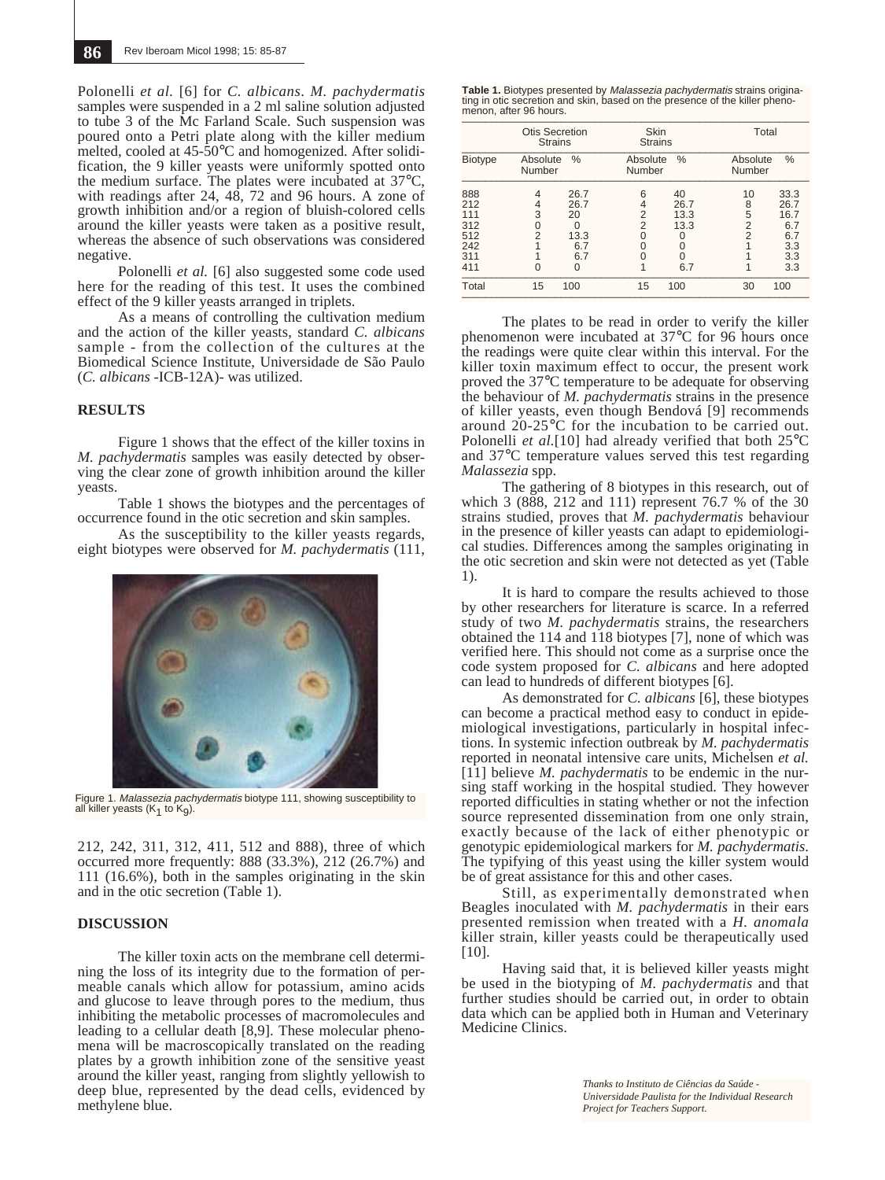Polonelli *et al.* [6] for *C. albicans*. *M. pachydermatis* samples were suspended in a 2 ml saline solution adjusted to tube 3 of the Mc Farland Scale. Such suspension was poured onto a Petri plate along with the killer medium melted, cooled at 45-50°C and homogenized. After solidification, the 9 killer yeasts were uniformly spotted onto the medium surface. The plates were incubated at 37°C, with readings after 24, 48, 72 and 96 hours. A zone of growth inhibition and/or a region of bluish-colored cells around the killer yeasts were taken as a positive result, whereas the absence of such observations was considered negative.

Polonelli *et al.* [6] also suggested some code used here for the reading of this test. It uses the combined effect of the 9 killer yeasts arranged in triplets.

As a means of controlling the cultivation medium and the action of the killer yeasts, standard *C. albicans* sample - from the collection of the cultures at the Biomedical Science Institute, Universidade de São Paulo (*C. albicans* -ICB-12A)- was utilized.

## RESULTS

Figure 1 shows that the effect of the killer toxins in *M. pachydermatis* samples was easily detected by observing the clear zone of growth inhibition around the killer yeasts.

Table 1 shows the biotypes and the percentages of occurrence found in the otic secretion and skin samples.

As the susceptibility to the killer yeasts regards, eight biotypes were observed for *M. pachydermatis* (111, 212, 242, 311, 312, 411, 512 and 888), three of which occurred more frequently: 888 (33.3%), 212 (26.7%) and 111 (16.6%), both in the samples originating in the skin and in the otic secretion (Table 1).

Figure 1. *Malassezia pachydermatis* biotype 111, showing susceptibility to all killer yeasts ($K_1$ to $K_9$).

## DISCUSSION

The killer toxin acts on the membrane cell determining the loss of its integrity due to the formation of permeable canals which allow for potassium, amino acids and glucose to leave through pores to the medium, thus inhibiting the metabolic processes of macromolecules and leading to a cellular death [8,9]. These molecular phenomena will be macroscopically translated on the reading plates by a growth inhibition zone of the sensitive yeast around the killer yeast, ranging from slightly yellowish to deep blue, represented by the dead cells, evidenced by methylene blue.

**Table 1.** Biotypes presented by *Malassezia pachydermatis* strains originating in otic secretion and skin, based on the presence of the killer phenomenon, after 96 hours.

| | Otis Secretion Strains | | Skin Strains | | Total | |
|---|---|---|---|---|---|---|
| Biotype | Absolute Number | % | Absolute Number | % | Absolute Number | % |
| 888 | 4 | 26.7 | 6 | 40 | 10 | 33.3 |
| 212 | 4 | 26.7 | 4 | 26.7 | 8 | 26.7 |
| 111 | 3 | 20 | 2 | 13.3 | 5 | 16.7 |
| 312 | 0 | 0 | 2 | 13.3 | 2 | 6.7 |
| 512 | 2 | 13.3 | 0 | 0 | 2 | 6.7 |
| 242 | 1 | 6.7 | 0 | 0 | 1 | 3.3 |
| 311 | 1 | 6.7 | 0 | 0 | 1 | 3.3 |
| 411 | 0 | 0 | 1 | 6.7 | 1 | 3.3 |
| Total | 15 | 100 | 15 | 100 | 30 | 100 |

The plates to be read in order to verify the killer phenomenon were incubated at 37°C for 96 hours once the readings were quite clear within this interval. For the killer toxin maximum effect to occur, the present work proved the 37°C temperature to be adequate for observing the behaviour of *M. pachydermatis* strains in the presence of killer yeasts, even though Bendová [9] recommends around 20-25°C for the incubation to be carried out. Polonelli *et al.*[10] had already verified that both 25°C and 37°C temperature values served this test regarding *Malassezia* spp.

The gathering of 8 biotypes in this research, out of which 3 (888, 212 and 111) represent 76.7 % of the 30 strains studied, proves that *M. pachydermatis* behaviour in the presence of killer yeasts can adapt to epidemiological studies. Differences among the samples originating in the otic secretion and skin were not detected as yet (Table 1).

It is hard to compare the results achieved to those by other researchers for literature is scarce. In a referred study of two *M. pachydermatis* strains, the researchers obtained the 114 and 118 biotypes [7], none of which was verified here. This should not come as a surprise once the code system proposed for *C. albicans* and here adopted can lead to hundreds of different biotypes [6].

As demonstrated for *C. albicans* [6], these biotypes can become a practical method easy to conduct in epidemiological investigations, particularly in hospital infections. In systemic infection outbreak by *M. pachydermatis* reported in neonatal intensive care units, Michelsen *et al.* [11] believe *M. pachydermatis* to be endemic in the nursing staff working in the hospital studied. They however reported difficulties in stating whether or not the infection source represented dissemination from one only strain, exactly because of the lack of either phenotypic or genotypic epidemiological markers for *M. pachydermatis*. The typifying of this yeast using the killer system would be of great assistance for this and other cases.

Still, as experimentally demonstrated when Beagles inoculated with *M. pachydermatis* in their ears presented remission when treated with a *H. anomala* killer strain, killer yeasts could be therapeutically used [10].

Having said that, it is believed killer yeasts might be used in the biotyping of *M. pachydermatis* and that further studies should be carried out, in order to obtain data which can be applied both in Human and Veterinary Medicine Clinics.

*Thanks to Instituto de Ciências da Saúde - Universidade Paulista for the Individual Research Project for Teachers Support.*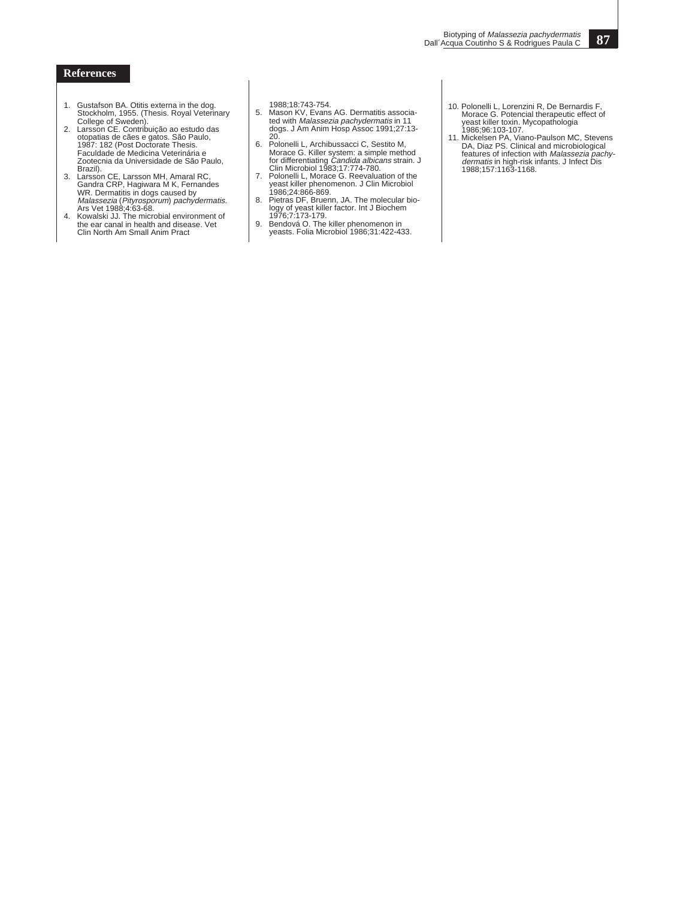## References

1. Gustafson BA. Otitis externa in the dog. Stockholm, 1955. (Thesis. Royal Veterinary College of Sweden).
2. Larsson CE. Contribuição ao estudo das otopatias de cães e gatos. São Paulo, 1987: 182 (Post Doctorate Thesis. Faculdade de Medicina Veterinária e Zootecnia da Universidade de São Paulo, Brazil).
3. Larsson CE, Larsson MH, Amaral RC, Gandra CRP, Hagiwara M K, Fernandes WR. Dermatitis in dogs caused by *Malassezia* (*Pityrosporum*) *pachydermatis.* Ars Vet 1988;4:63-68.
4. Kowalski JJ. The microbial environment of the ear canal in health and disease. Vet Clin North Am Small Anim Pract 1988;18:743-754.
5. Mason KV, Evans AG. Dermatitis associated with *Malassezia pachydermatis* in 11 dogs. J Am Anim Hosp Assoc 1991;27:13-20.
6. Polonelli L, Archibussacci C, Sestito M, Morace G. Killer system: a simple method for differentiating *Candida albicans* strain. J Clin Microbiol 1983;17:774-780.
7. Polonelli L, Morace G. Reevaluation of the yeast killer phenomenon. J Clin Microbiol 1986;24:866-869.
8. Pietras DF, Bruenn, JA. The molecular biology of yeast killer factor. Int J Biochem 1976;7:173-179.
9. Bendová O. The killer phenomenon in yeasts. Folia Microbiol 1986;31:422-433.
10. Polonelli L, Lorenzini R, De Bernardis F, Morace G. Potencial therapeutic effect of yeast killer toxin. Mycopathologia 1986;96:103-107.
11. Mickelsen PA, Viano-Paulson MC, Stevens DA, Diaz PS. Clinical and microbiological features of infection with *Malassezia pachydermatis* in high-risk infants. J Infect Dis 1988;157:1163-1168.